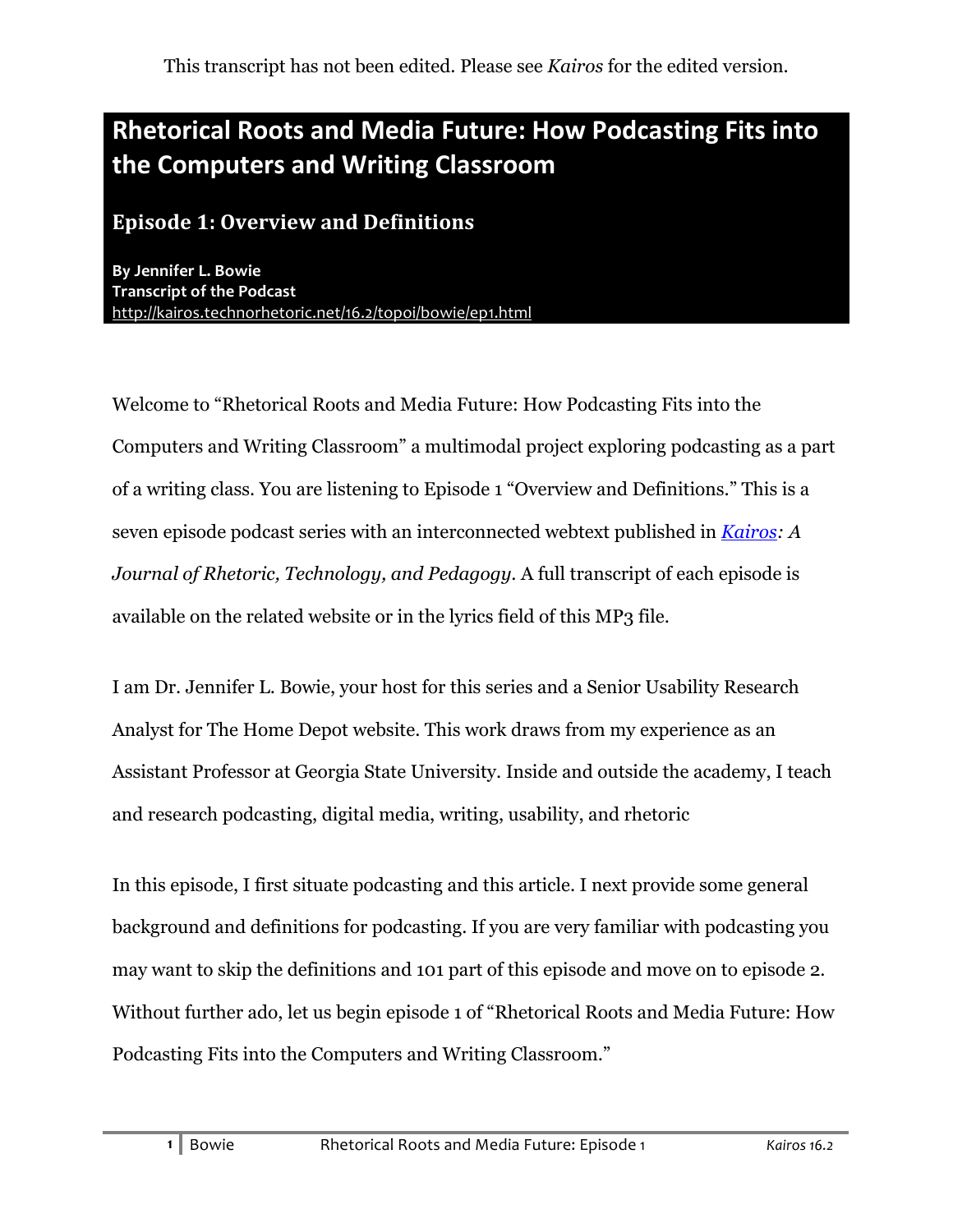This transcript has not been edited. Please see *Kairos* for the edited version.

# Rhetorical Roots and Media Future: How Podcasting Fits into the Computers and Writing Classroom

## Episode 1: Overview and Definitions

**By Jennifer L. Bowie**
**Transcript of the Podcast**
[http://kairos.technorhetoric.net/16.2/topoi/bowie/ep1.html](http://kairos.technorhetoric.net/16.2/topoi/bowie/ep1.html)

Welcome to "Rhetorical Roots and Media Future: How Podcasting Fits into the Computers and Writing Classroom" a multimodal project exploring podcasting as a part of a writing class. You are listening to Episode 1 "Overview and Definitions." This is a seven episode podcast series with an interconnected webtext published in *Kairos: A Journal of Rhetoric, Technology, and Pedagogy*. A full transcript of each episode is available on the related website or in the lyrics field of this MP3 file.

I am Dr. Jennifer L. Bowie, your host for this series and a Senior Usability Research Analyst for The Home Depot website. This work draws from my experience as an Assistant Professor at Georgia State University. Inside and outside the academy, I teach and research podcasting, digital media, writing, usability, and rhetoric

In this episode, I first situate podcasting and this article. I next provide some general background and definitions for podcasting. If you are very familiar with podcasting you may want to skip the definitions and 101 part of this episode and move on to episode 2. Without further ado, let us begin episode 1 of "Rhetorical Roots and Media Future: How Podcasting Fits into the Computers and Writing Classroom."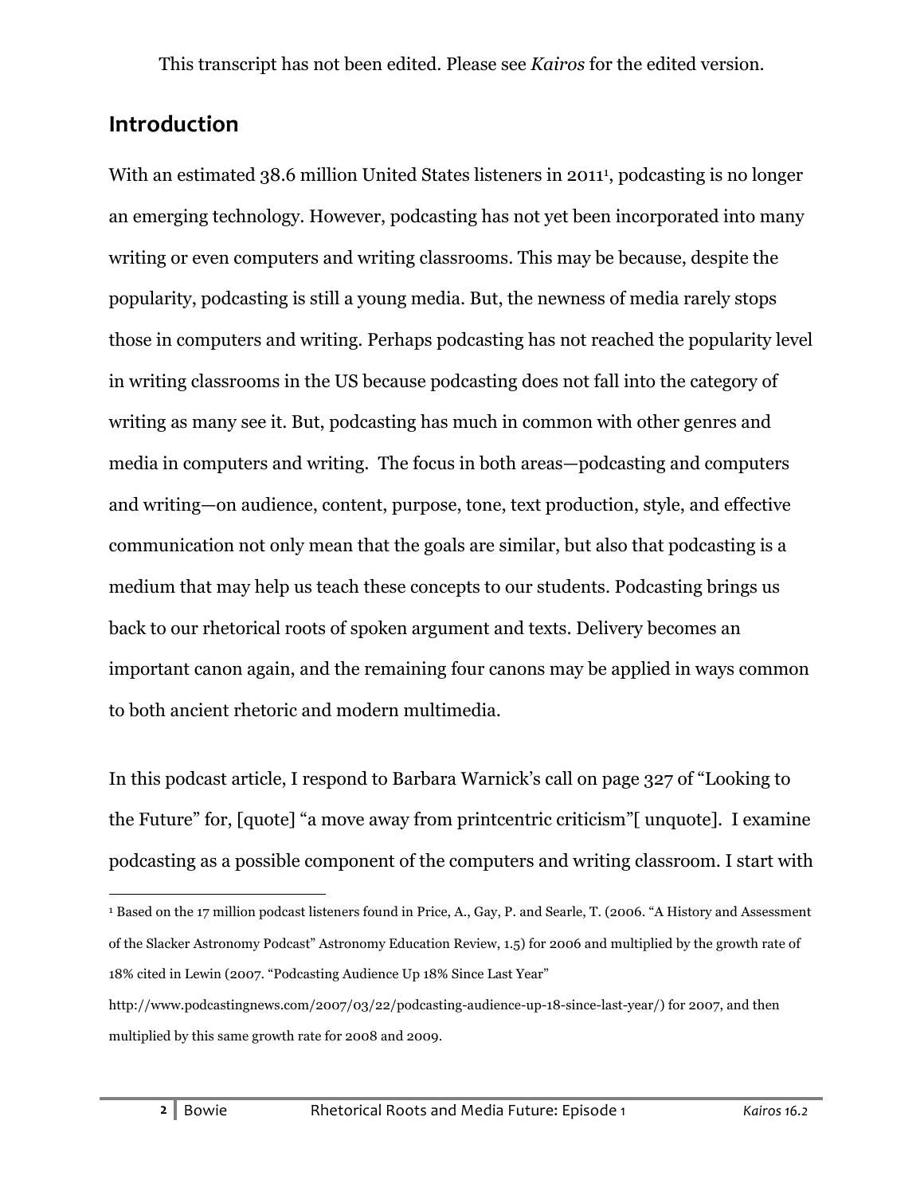This transcript has not been edited. Please see *Kairos* for the edited version.

## Introduction

With an estimated 38.6 million United States listeners in 2011[1], podcasting is no longer an emerging technology. However, podcasting has not yet been incorporated into many writing or even computers and writing classrooms. This may be because, despite the popularity, podcasting is still a young media. But, the newness of media rarely stops those in computers and writing. Perhaps podcasting has not reached the popularity level in writing classrooms in the US because podcasting does not fall into the category of writing as many see it. But, podcasting has much in common with other genres and media in computers and writing. The focus in both areas—podcasting and computers and writing—on audience, content, purpose, tone, text production, style, and effective communication not only mean that the goals are similar, but also that podcasting is a medium that may help us teach these concepts to our students. Podcasting brings us back to our rhetorical roots of spoken argument and texts. Delivery becomes an important canon again, and the remaining four canons may be applied in ways common to both ancient rhetoric and modern multimedia.

In this podcast article, I respond to Barbara Warnick's call on page 327 of "Looking to the Future" for, [quote] "a move away from printcentric criticism"[ unquote]. I examine podcasting as a possible component of the computers and writing classroom. I start with

[1] Based on the 17 million podcast listeners found in Price, A., Gay, P. and Searle, T. (2006. "A History and Assessment of the Slacker Astronomy Podcast" Astronomy Education Review, 1.5) for 2006 and multiplied by the growth rate of 18% cited in Lewin (2007. "Podcasting Audience Up 18% Since Last Year" http://www.podcastingnews.com/2007/03/22/podcasting-audience-up-18-since-last-year/) for 2007, and then multiplied by this same growth rate for 2008 and 2009.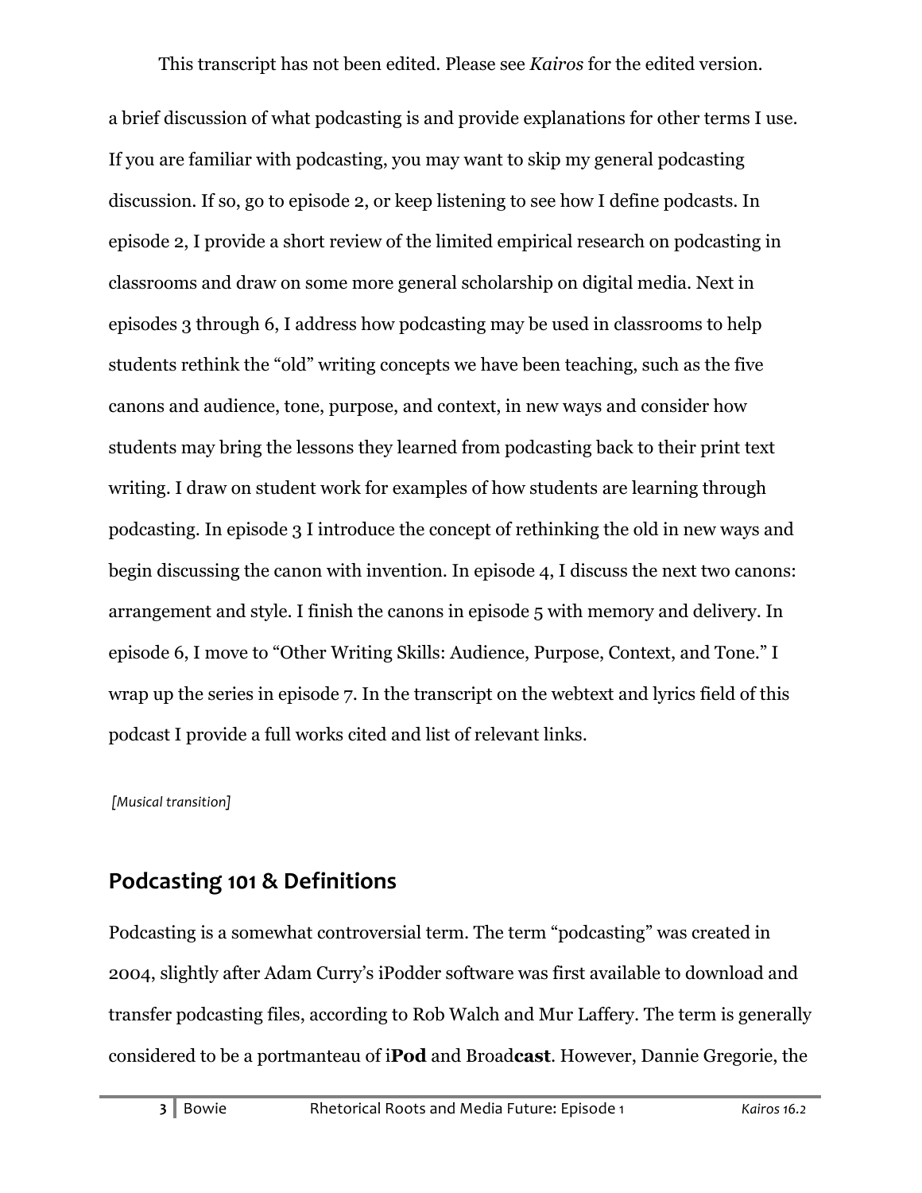a brief discussion of what podcasting is and provide explanations for other terms I use. If you are familiar with podcasting, you may want to skip my general podcasting discussion. If so, go to episode 2, or keep listening to see how I define podcasts. In episode 2, I provide a short review of the limited empirical research on podcasting in classrooms and draw on some more general scholarship on digital media. Next in episodes 3 through 6, I address how podcasting may be used in classrooms to help students rethink the "old" writing concepts we have been teaching, such as the five canons and audience, tone, purpose, and context, in new ways and consider how students may bring the lessons they learned from podcasting back to their print text writing. I draw on student work for examples of how students are learning through podcasting. In episode 3 I introduce the concept of rethinking the old in new ways and begin discussing the canon with invention. In episode 4, I discuss the next two canons: arrangement and style. I finish the canons in episode 5 with memory and delivery. In episode 6, I move to "Other Writing Skills: Audience, Purpose, Context, and Tone." I wrap up the series in episode 7. In the transcript on the webtext and lyrics field of this podcast I provide a full works cited and list of relevant links.

*[Musical transition]*

## Podcasting 101 & Definitions

Podcasting is a somewhat controversial term. The term "podcasting" was created in 2004, slightly after Adam Curry's iPodder software was first available to download and transfer podcasting files, according to Rob Walch and Mur Laffery. The term is generally considered to be a portmanteau of i**Pod** and Broad**cast**. However, Dannie Gregorie, the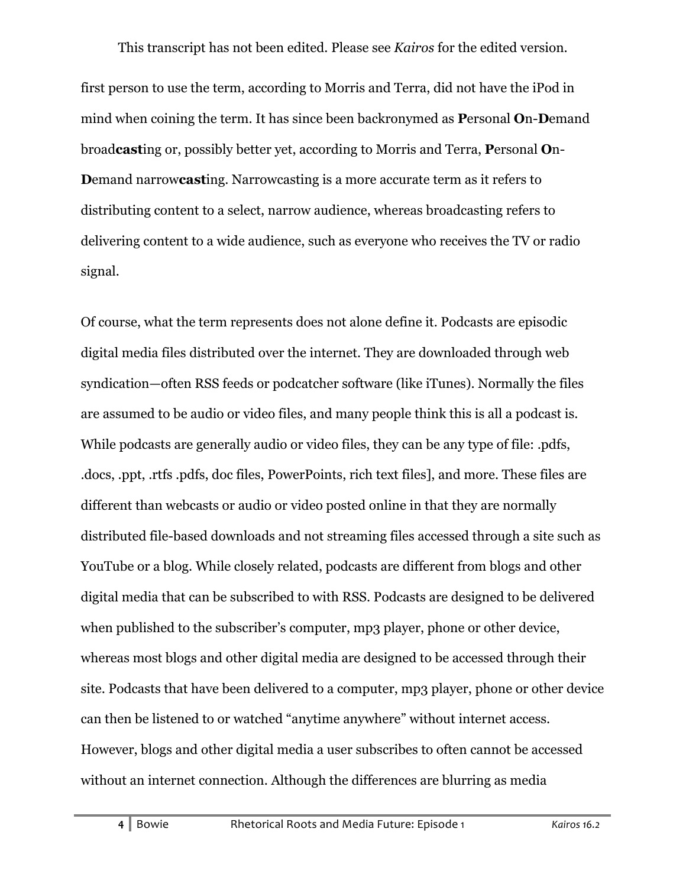first person to use the term, according to Morris and Terra, did not have the iPod in mind when coining the term. It has since been backronymed as **P**ersonal **O**n-**D**emand broad**cast**ing or, possibly better yet, according to Morris and Terra, **P**ersonal **O**n-**D**emand narrow**cast**ing. Narrowcasting is a more accurate term as it refers to distributing content to a select, narrow audience, whereas broadcasting refers to delivering content to a wide audience, such as everyone who receives the TV or radio signal.

Of course, what the term represents does not alone define it. Podcasts are episodic digital media files distributed over the internet. They are downloaded through web syndication—often RSS feeds or podcatcher software (like iTunes). Normally the files are assumed to be audio or video files, and many people think this is all a podcast is. While podcasts are generally audio or video files, they can be any type of file: .pdfs, .docs, .ppt, .rtfs .pdfs, doc files, PowerPoints, rich text files], and more. These files are different than webcasts or audio or video posted online in that they are normally distributed file-based downloads and not streaming files accessed through a site such as YouTube or a blog. While closely related, podcasts are different from blogs and other digital media that can be subscribed to with RSS. Podcasts are designed to be delivered when published to the subscriber's computer, mp3 player, phone or other device, whereas most blogs and other digital media are designed to be accessed through their site. Podcasts that have been delivered to a computer, mp3 player, phone or other device can then be listened to or watched "anytime anywhere" without internet access. However, blogs and other digital media a user subscribes to often cannot be accessed without an internet connection. Although the differences are blurring as media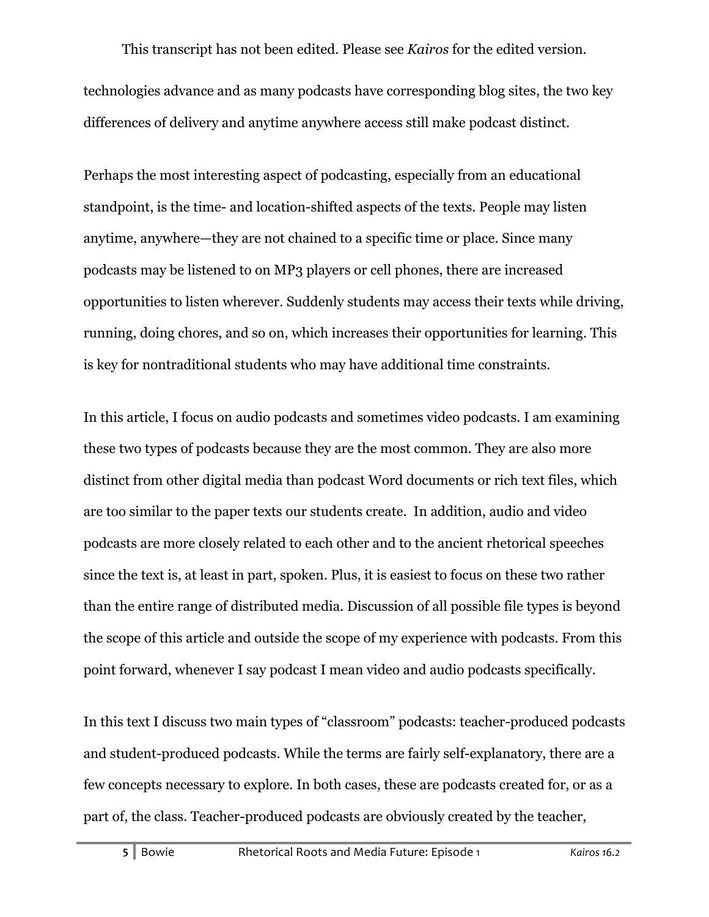technologies advance and as many podcasts have corresponding blog sites, the two key differences of delivery and anytime anywhere access still make podcast distinct.

Perhaps the most interesting aspect of podcasting, especially from an educational standpoint, is the time- and location-shifted aspects of the texts. People may listen anytime, anywhere—they are not chained to a specific time or place. Since many podcasts may be listened to on MP3 players or cell phones, there are increased opportunities to listen wherever. Suddenly students may access their texts while driving, running, doing chores, and so on, which increases their opportunities for learning. This is key for nontraditional students who may have additional time constraints.

In this article, I focus on audio podcasts and sometimes video podcasts. I am examining these two types of podcasts because they are the most common. They are also more distinct from other digital media than podcast Word documents or rich text files, which are too similar to the paper texts our students create. In addition, audio and video podcasts are more closely related to each other and to the ancient rhetorical speeches since the text is, at least in part, spoken. Plus, it is easiest to focus on these two rather than the entire range of distributed media. Discussion of all possible file types is beyond the scope of this article and outside the scope of my experience with podcasts. From this point forward, whenever I say podcast I mean video and audio podcasts specifically.

In this text I discuss two main types of "classroom" podcasts: teacher-produced podcasts and student-produced podcasts. While the terms are fairly self-explanatory, there are a few concepts necessary to explore. In both cases, these are podcasts created for, or as a part of, the class. Teacher-produced podcasts are obviously created by the teacher,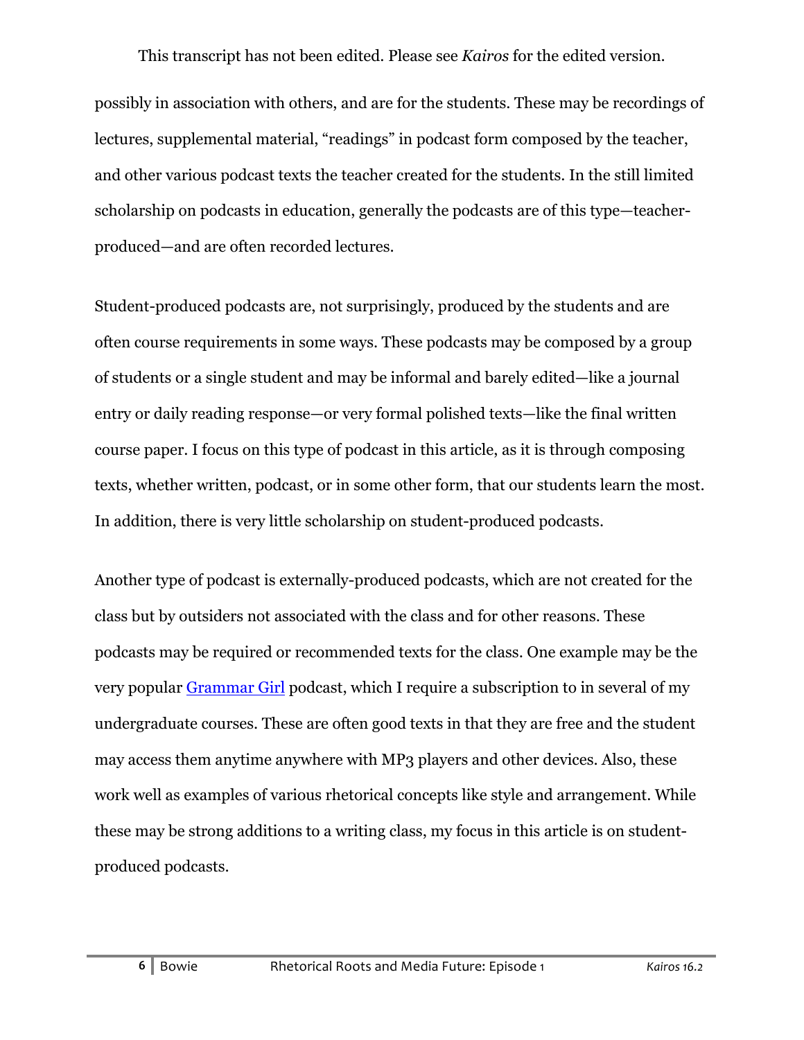possibly in association with others, and are for the students. These may be recordings of lectures, supplemental material, "readings" in podcast form composed by the teacher, and other various podcast texts the teacher created for the students. In the still limited scholarship on podcasts in education, generally the podcasts are of this type—teacher-produced—and are often recorded lectures.

Student-produced podcasts are, not surprisingly, produced by the students and are often course requirements in some ways. These podcasts may be composed by a group of students or a single student and may be informal and barely edited—like a journal entry or daily reading response—or very formal polished texts—like the final written course paper. I focus on this type of podcast in this article, as it is through composing texts, whether written, podcast, or in some other form, that our students learn the most. In addition, there is very little scholarship on student-produced podcasts.

Another type of podcast is externally-produced podcasts, which are not created for the class but by outsiders not associated with the class and for other reasons. These podcasts may be required or recommended texts for the class. One example may be the very popular Grammar Girl podcast, which I require a subscription to in several of my undergraduate courses. These are often good texts in that they are free and the student may access them anytime anywhere with MP3 players and other devices. Also, these work well as examples of various rhetorical concepts like style and arrangement. While these may be strong additions to a writing class, my focus in this article is on student-produced podcasts.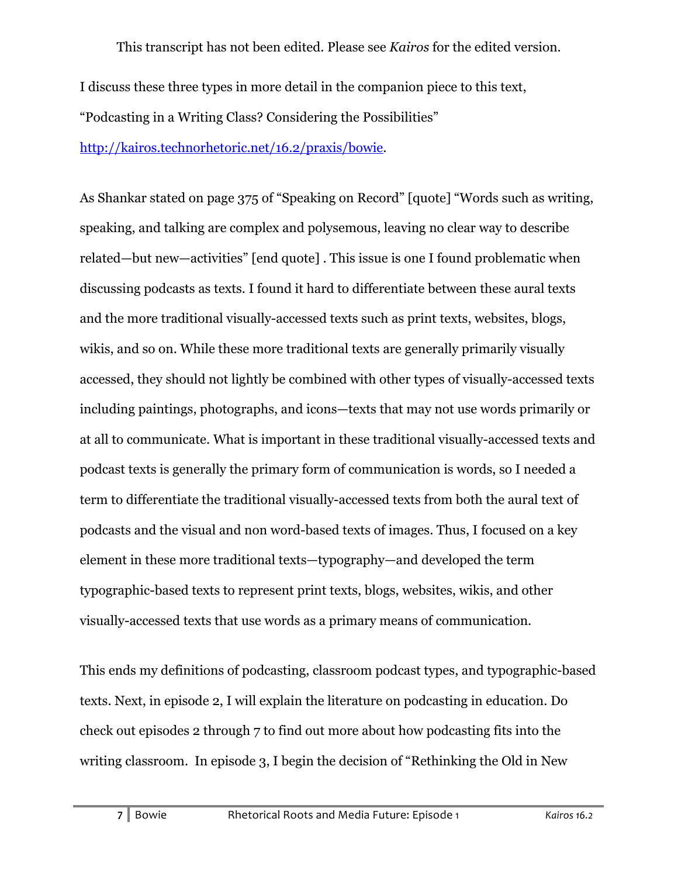This transcript has not been edited. Please see *Kairos* for the edited version.

I discuss these three types in more detail in the companion piece to this text, "Podcasting in a Writing Class? Considering the Possibilities" http://kairos.technorhetoric.net/16.2/praxis/bowie.

As Shankar stated on page 375 of "Speaking on Record" [quote] "Words such as writing, speaking, and talking are complex and polysemous, leaving no clear way to describe related—but new—activities" [end quote] . This issue is one I found problematic when discussing podcasts as texts. I found it hard to differentiate between these aural texts and the more traditional visually-accessed texts such as print texts, websites, blogs, wikis, and so on. While these more traditional texts are generally primarily visually accessed, they should not lightly be combined with other types of visually-accessed texts including paintings, photographs, and icons—texts that may not use words primarily or at all to communicate. What is important in these traditional visually-accessed texts and podcast texts is generally the primary form of communication is words, so I needed a term to differentiate the traditional visually-accessed texts from both the aural text of podcasts and the visual and non word-based texts of images. Thus, I focused on a key element in these more traditional texts—typography—and developed the term typographic-based texts to represent print texts, blogs, websites, wikis, and other visually-accessed texts that use words as a primary means of communication.

This ends my definitions of podcasting, classroom podcast types, and typographic-based texts. Next, in episode 2, I will explain the literature on podcasting in education. Do check out episodes 2 through 7 to find out more about how podcasting fits into the writing classroom. In episode 3, I begin the decision of "Rethinking the Old in New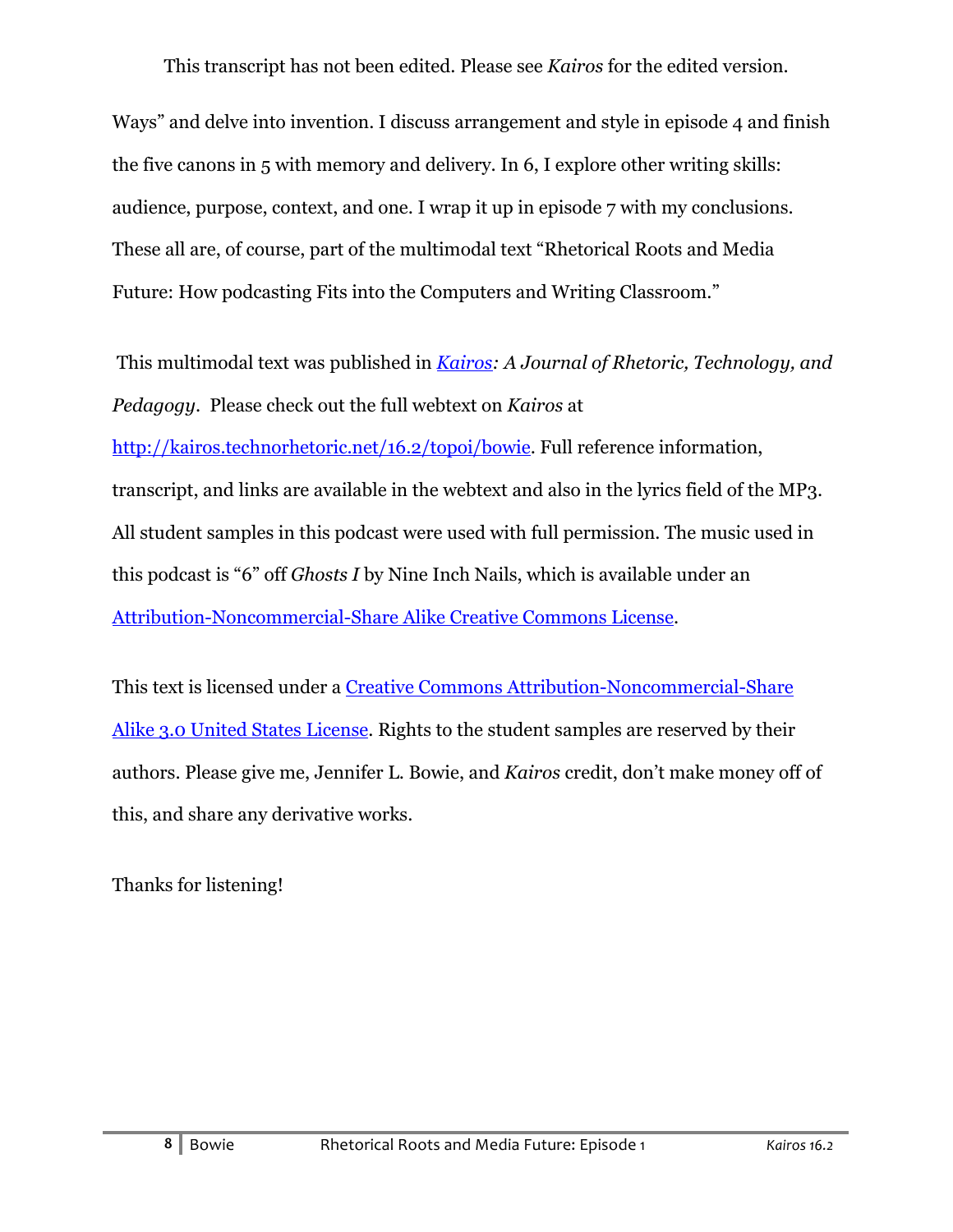This transcript has not been edited. Please see *Kairos* for the edited version.

Ways" and delve into invention. I discuss arrangement and style in episode 4 and finish the five canons in 5 with memory and delivery. In 6, I explore other writing skills: audience, purpose, context, and one. I wrap it up in episode 7 with my conclusions. These all are, of course, part of the multimodal text "Rhetorical Roots and Media Future: How podcasting Fits into the Computers and Writing Classroom."

This multimodal text was published in [*Kairos*](http://kairos.technorhetoric.net)*: A Journal of Rhetoric, Technology, and Pedagogy*. Please check out the full webtext on *Kairos* at [http://kairos.technorhetoric.net/16.2/topoi/bowie](http://kairos.technorhetoric.net/16.2/topoi/bowie). Full reference information, transcript, and links are available in the webtext and also in the lyrics field of the MP3. All student samples in this podcast were used with full permission. The music used in this podcast is "6" off *Ghosts I* by Nine Inch Nails, which is available under an Attribution-Noncommercial-Share Alike Creative Commons License.

This text is licensed under a Creative Commons Attribution-Noncommercial-Share Alike 3.0 United States License. Rights to the student samples are reserved by their authors. Please give me, Jennifer L. Bowie, and *Kairos* credit, don't make money off of this, and share any derivative works.

Thanks for listening!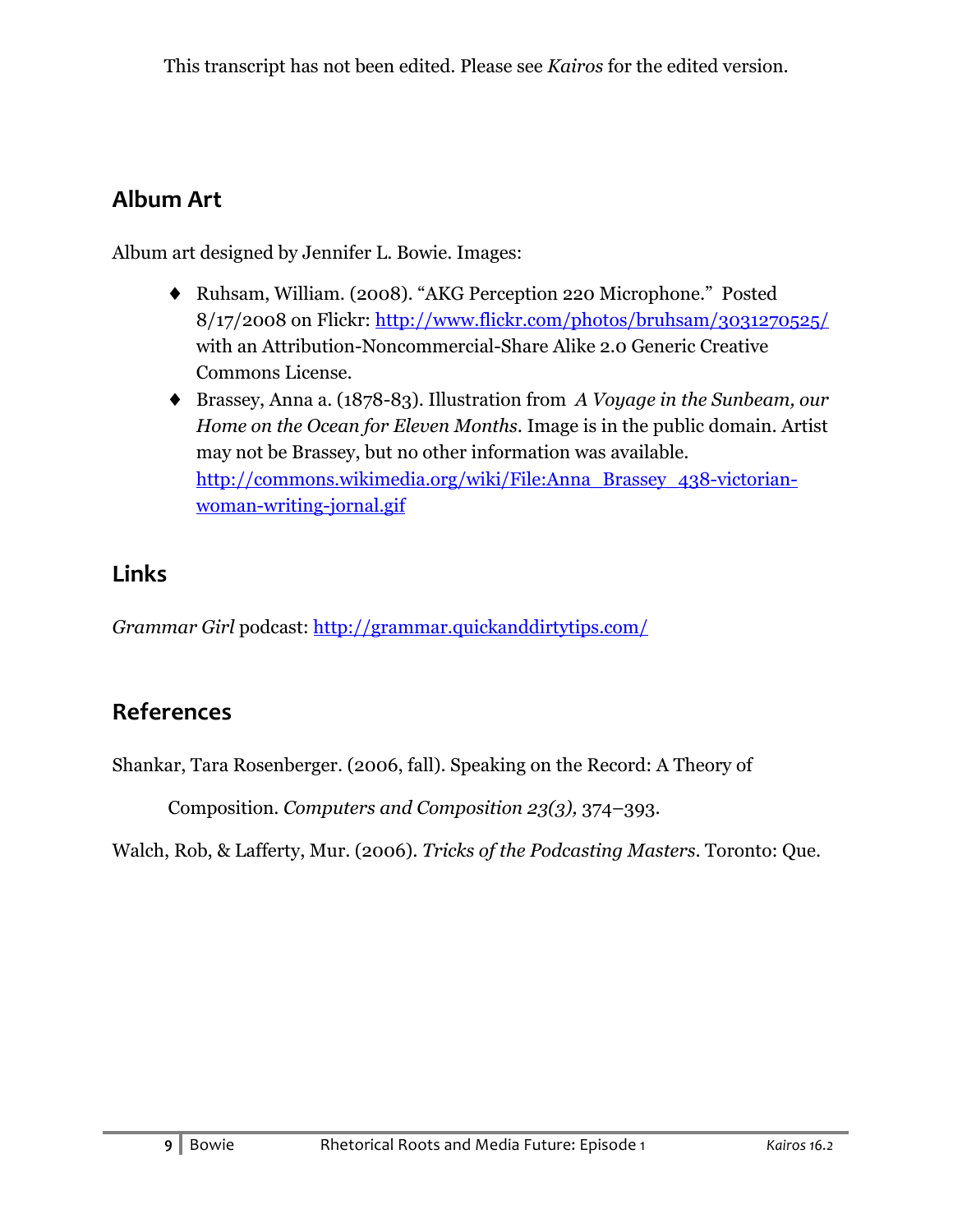This transcript has not been edited. Please see *Kairos* for the edited version.

## Album Art

Album art designed by Jennifer L. Bowie. Images:

- Ruhsam, William. (2008). "AKG Perception 220 Microphone." Posted 8/17/2008 on Flickr: http://www.flickr.com/photos/bruhsam/3031270525/ with an Attribution-Noncommercial-Share Alike 2.0 Generic Creative Commons License.
- Brassey, Anna a. (1878-83). Illustration from *A Voyage in the Sunbeam, our Home on the Ocean for Eleven Months*. Image is in the public domain. Artist may not be Brassey, but no other information was available. http://commons.wikimedia.org/wiki/File:Anna_Brassey_438-victorian-woman-writing-jornal.gif

## Links

*Grammar Girl* podcast: http://grammar.quickanddirtytips.com/

## References

Shankar, Tara Rosenberger. (2006, fall). Speaking on the Record: A Theory of Composition. *Computers and Composition 23(3),* 374–393.

Walch, Rob, & Lafferty, Mur. (2006). *Tricks of the Podcasting Masters*. Toronto: Que.